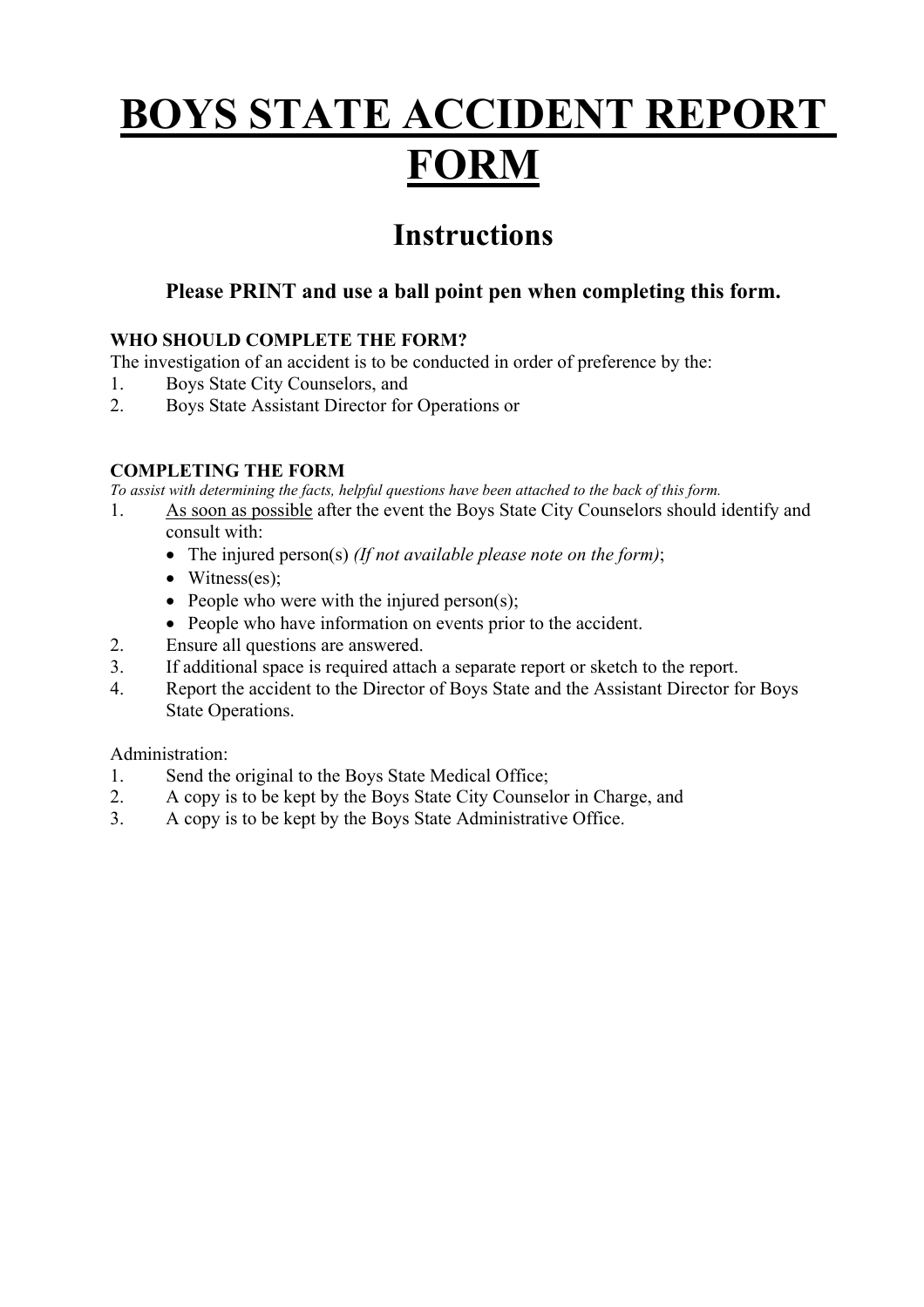# BOYS STATE ACCIDENT REPORT FORM

## Instructions

### Please PRINT and use a ball point pen when completing this form.

**WHO SHOULD COMPLETE THE FORM?**

The investigation of an accident is to be conducted in order of preference by the:

1. Boys State City Counselors, and
2. Boys State Assistant Director for Operations or

**COMPLETING THE FORM**

*To assist with determining the facts, helpful questions have been attached to the back of this form.*

1. <u>As soon as possible</u> after the event the Boys State City Counselors should identify and consult with:
   - The injured person(s) *(If not available please note on the form)*;
   - Witness(es);
   - People who were with the injured person(s);
   - People who have information on events prior to the accident.
2. Ensure all questions are answered.
3. If additional space is required attach a separate report or sketch to the report.
4. Report the accident to the Director of Boys State and the Assistant Director for Boys State Operations.

Administration:

1. Send the original to the Boys State Medical Office;
2. A copy is to be kept by the Boys State City Counselor in Charge, and
3. A copy is to be kept by the Boys State Administrative Office.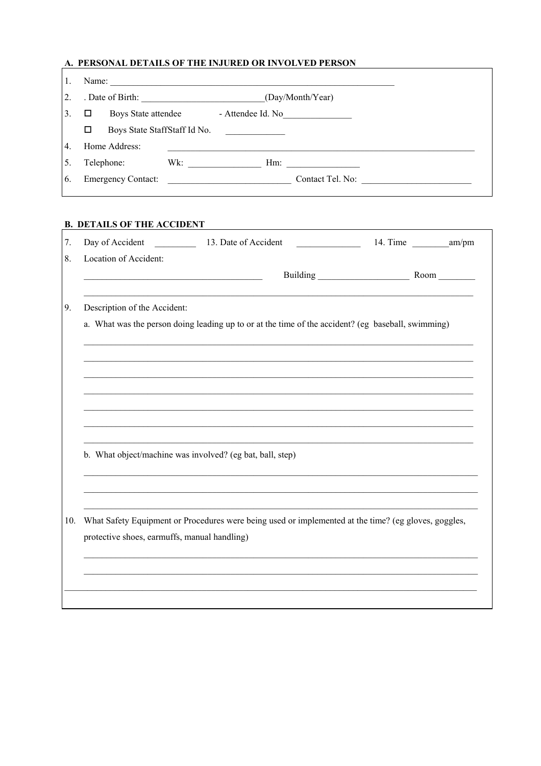## A. PERSONAL DETAILS OF THE INJURED OR INVOLVED PERSON

1. Name: ____________________________________________________________

2. . Date of Birth: ___________________________(Day/Month/Year)

3. ☐ Boys State attendee - Attendee Id. No_______________

   ☐ Boys State StaffStaff Id No. _____________

4. Home Address: ____________________________________________________________

5. Telephone: Wk: ________________ Hm: ________________

6. Emergency Contact: ___________________________ Contact Tel. No: ________________________

## B. DETAILS OF THE ACCIDENT

7. Day of Accident _________ 13. Date of Accident ______________ 14. Time ________am/pm

8. Location of Accident:

   _______________________________________ Building ____________________ Room ________

   ____________________________________________________________________________________

9. Description of the Accident:

   a. What was the person doing leading up to or at the time of the accident? (eg baseball, swimming)

   ____________________________________________________________________________________

   ____________________________________________________________________________________

   ____________________________________________________________________________________

   ____________________________________________________________________________________

   ____________________________________________________________________________________

   ____________________________________________________________________________________

   ____________________________________________________________________________________

   b. What object/machine was involved? (eg bat, ball, step)

   ____________________________________________________________________________________

   ____________________________________________________________________________________

   ____________________________________________________________________________________

10. What Safety Equipment or Procedures were being used or implemented at the time? (eg gloves, goggles, protective shoes, earmuffs, manual handling)

    ____________________________________________________________________________________

    ____________________________________________________________________________________

____________________________________________________________________________________________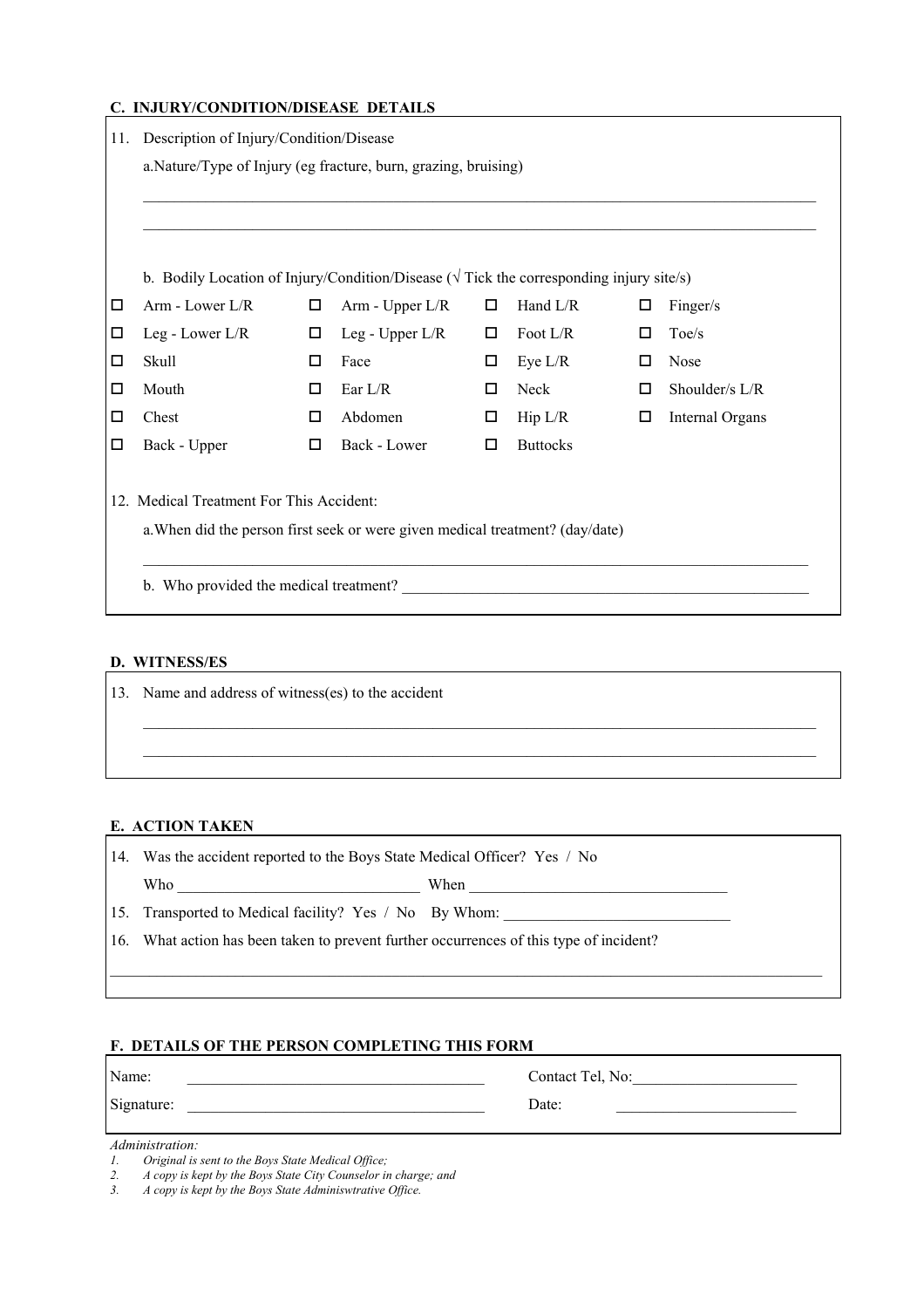### C. INJURY/CONDITION/DISEASE DETAILS

11. Description of Injury/Condition/Disease

a. Nature/Type of Injury (eg fracture, burn, grazing, bruising)

______________________________________________________________________

______________________________________________________________________

b. Bodily Location of Injury/Condition/Disease (√ Tick the corresponding injury site/s)

| | | | |
|---|---|---|---|
| ☐ Arm - Lower L/R | ☐ Arm - Upper L/R | ☐ Hand L/R | ☐ Finger/s |
| ☐ Leg - Lower L/R | ☐ Leg - Upper L/R | ☐ Foot L/R | ☐ Toe/s |
| ☐ Skull | ☐ Face | ☐ Eye L/R | ☐ Nose |
| ☐ Mouth | ☐ Ear L/R | ☐ Neck | ☐ Shoulder/s L/R |
| ☐ Chest | ☐ Abdomen | ☐ Hip L/R | ☐ Internal Organs |
| ☐ Back - Upper | ☐ Back - Lower | ☐ Buttocks | |

12. Medical Treatment For This Accident:

a. When did the person first seek or were given medical treatment? (day/date)

______________________________________________________________________

b. Who provided the medical treatment? ______________________________________

### D. WITNESS/ES

13. Name and address of witness(es) to the accident

______________________________________________________________________

______________________________________________________________________

### E. ACTION TAKEN

14. Was the accident reported to the Boys State Medical Officer? Yes / No

Who ______________________________ When ______________________________

15. Transported to Medical facility? Yes / No By Whom: ____________________________

16. What action has been taken to prevent further occurrences of this type of incident?

______________________________________________________________________

### F. DETAILS OF THE PERSON COMPLETING THIS FORM

| | |
|---|---|
| Name: ______________________________ | Contact Tel, No: ____________________ |
| Signature: ______________________________ | Date: ____________________ |

*Administration:*

1. *Original is sent to the Boys State Medical Office;*
2. *A copy is kept by the Boys State City Counselor in charge; and*
3. *A copy is kept by the Boys State Adminiswtrative Office.*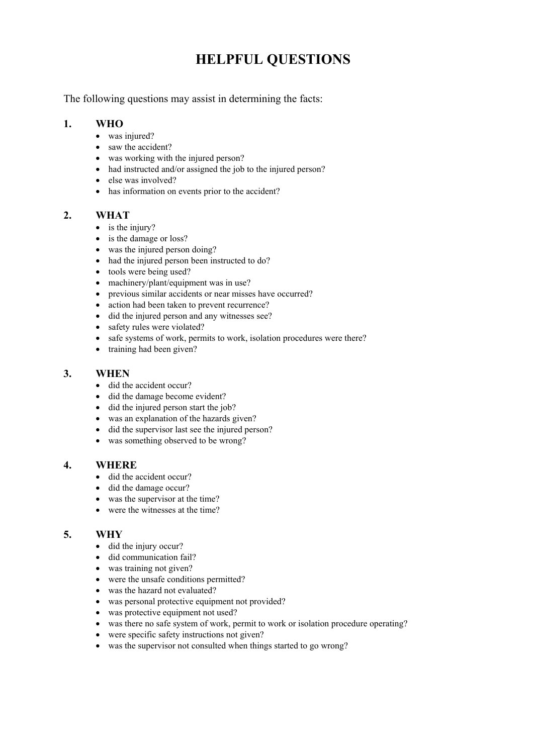# HELPFUL QUESTIONS

The following questions may assist in determining the facts:

## 1. WHO

- was injured?
- saw the accident?
- was working with the injured person?
- had instructed and/or assigned the job to the injured person?
- else was involved?
- has information on events prior to the accident?

## 2. WHAT

- is the injury?
- is the damage or loss?
- was the injured person doing?
- had the injured person been instructed to do?
- tools were being used?
- machinery/plant/equipment was in use?
- previous similar accidents or near misses have occurred?
- action had been taken to prevent recurrence?
- did the injured person and any witnesses see?
- safety rules were violated?
- safe systems of work, permits to work, isolation procedures were there?
- training had been given?

## 3. WHEN

- did the accident occur?
- did the damage become evident?
- did the injured person start the job?
- was an explanation of the hazards given?
- did the supervisor last see the injured person?
- was something observed to be wrong?

## 4. WHERE

- did the accident occur?
- did the damage occur?
- was the supervisor at the time?
- were the witnesses at the time?

## 5. WHY

- did the injury occur?
- did communication fail?
- was training not given?
- were the unsafe conditions permitted?
- was the hazard not evaluated?
- was personal protective equipment not provided?
- was protective equipment not used?
- was there no safe system of work, permit to work or isolation procedure operating?
- were specific safety instructions not given?
- was the supervisor not consulted when things started to go wrong?